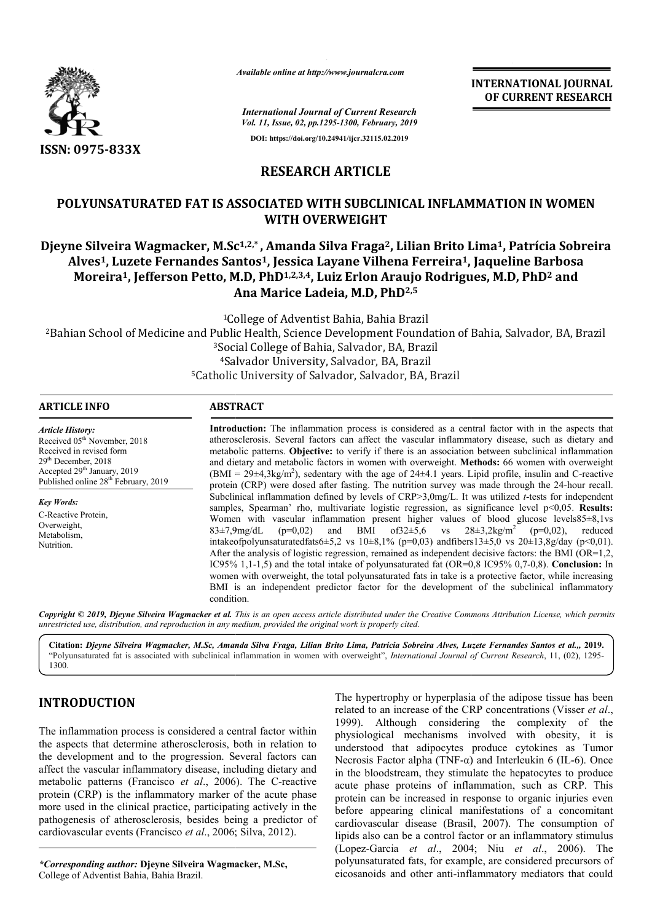*Available online at http://www.journalcra.com*

**INTERNATIONAL JOURNAL OF CURRENT RESEARCH**

*International Journal of Current Research*
*Vol. 11, Issue, 02, pp.1295-1300, February, 2019*

**DOI: https://doi.org/10.24941/ijcr.32115.02.2019**

**ISSN: 0975-833X**

# RESEARCH ARTICLE

# POLYUNSATURATED FAT IS ASSOCIATED WITH SUBCLINICAL INFLAMMATION IN WOMEN WITH OVERWEIGHT

**Djeyne Silveira Wagmacker, M.Sc[1,2,*], Amanda Silva Fraga[2], Lilian Brito Lima[1], Patrícia Sobreira Alves[1], Luzete Fernandes Santos[1], Jessica Layane Vilhena Ferreira[1], Jaqueline Barbosa Moreira[1], Jefferson Petto, M.D, PhD[1,2,3,4], Luiz Erlon Araujo Rodrigues, M.D, PhD[2] and Ana Marice Ladeia, M.D, PhD[2,5]**

[1]College of Adventist Bahia, Bahia Brazil
[2]Bahian School of Medicine and Public Health, Science Development Foundation of Bahia, Salvador, BA, Brazil
[3]Social College of Bahia, Salvador, BA, Brazil
[4]Salvador University, Salvador, BA, Brazil
[5]Catholic University of Salvador, Salvador, BA, Brazil

## ARTICLE INFO

*Article History:*
Received 05[th] November, 2018
Received in revised form
29[th] December, 2018
Accepted 29[th] January, 2019
Published online 28[th] February, 2019

*Key Words:*
C-Reactive Protein,
Overweight,
Metabolism,
Nutrition.

## ABSTRACT

**Introduction:** The inflammation process is considered as a central factor with in the aspects that atherosclerosis. Several factors can affect the vascular inflammatory disease, such as dietary and metabolic patterns. **Objective:** to verify if there is an association between subclinical inflammation and dietary and metabolic factors in women with overweight. **Methods:** 66 women with overweight (BMI = 29±4,3kg/m$^2$), sedentary with the age of 24±4.1 years. Lipid profile, insulin and C-reactive protein (CRP) were dosed after fasting. The nutrition survey was made through the 24-hour recall. Subclinical inflammation defined by levels of CRP>3,0mg/L. It was utilized *t*-tests for independent samples, Spearman' rho, multivariate logistic regression, as significance level p<0,05. **Results:** Women with vascular inflammation present higher values of blood glucose levels85±8,1vs 83±7,9mg/dL (p=0,02) and BMI of32±5,6 vs 28±3,2kg/m$^2$ (p=0,02), reduced intakeofpolyunsaturatedfats6±5,2 vs 10±8,1% (p=0,03) andfibers13±5,0 vs 20±13,8g/day (p<0,01). After the analysis of logistic regression, remained as independent decisive factors: the BMI (OR=1,2, IC95% 1,1-1,5) and the total intake of polyunsaturated fat (OR=0,8 IC95% 0,7-0,8). **Conclusion:** In women with overweight, the total polyunsaturated fats in take is a protective factor, while increasing BMI is an independent predictor factor for the development of the subclinical inflammatory condition.

***Copyright © 2019, Djeyne Silveira Wagmacker et al.*** *This is an open access article distributed under the Creative Commons Attribution License, which permits unrestricted use, distribution, and reproduction in any medium, provided the original work is properly cited.*

**Citation:** ***Djeyne Silveira Wagmacker, M.Sc, Amanda Silva Fraga, Lilian Brito Lima, Patrícia Sobreira Alves, Luzete Fernandes Santos et al.,* 2019.** "Polyunsaturated fat is associated with subclinical inflammation in women with overweight", *International Journal of Current Research*, 11, (02), 1295-1300.

## INTRODUCTION

The inflammation process is considered a central factor within the aspects that determine atherosclerosis, both in relation to the development and to the progression. Several factors can affect the vascular inflammatory disease, including dietary and metabolic patterns (Francisco *et al*., 2006). The C-reactive protein (CRP) is the inflammatory marker of the acute phase more used in the clinical practice, participating actively in the pathogenesis of atherosclerosis, besides being a predictor of cardiovascular events (Francisco *et al*., 2006; Silva, 2012).

The hypertrophy or hyperplasia of the adipose tissue has been related to an increase of the CRP concentrations (Visser *et al*., 1999). Although considering the complexity of the physiological mechanisms involved with obesity, it is understood that adipocytes produce cytokines as Tumor Necrosis Factor alpha (TNF-α) and Interleukin 6 (IL-6). Once in the bloodstream, they stimulate the hepatocytes to produce acute phase proteins of inflammation, such as CRP. This protein can be increased in response to organic injuries even before appearing clinical manifestations of a concomitant cardiovascular disease (Brasil, 2007). The consumption of lipids also can be a control factor or an inflammatory stimulus (Lopez-Garcia *et al*., 2004; Niu *et al*., 2006). The polyunsaturated fats, for example, are considered precursors of eicosanoids and other anti-inflammatory mediators that could

**\*Corresponding author:** **Djeyne Silveira Wagmacker, M.Sc,**
College of Adventist Bahia, Bahia Brazil.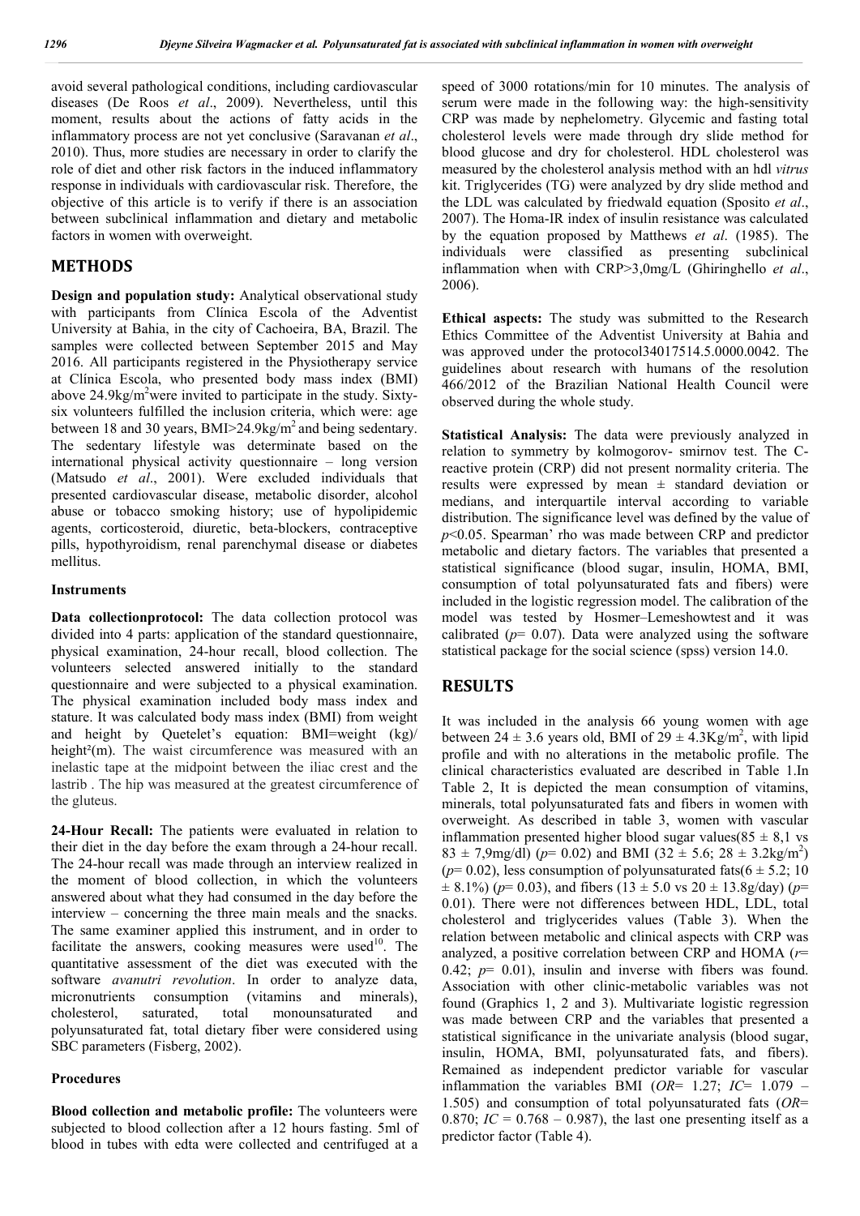avoid several pathological conditions, including cardiovascular diseases (De Roos *et al*., 2009). Nevertheless, until this moment, results about the actions of fatty acids in the inflammatory process are not yet conclusive (Saravanan *et al*., 2010). Thus, more studies are necessary in order to clarify the role of diet and other risk factors in the induced inflammatory response in individuals with cardiovascular risk. Therefore, the objective of this article is to verify if there is an association between subclinical inflammation and dietary and metabolic factors in women with overweight.

## METHODS

**Design and population study:** Analytical observational study with participants from Clínica Escola of the Adventist University at Bahia, in the city of Cachoeira, BA, Brazil. The samples were collected between September 2015 and May 2016. All participants registered in the Physiotherapy service at Clínica Escola, who presented body mass index (BMI) above 24.9kg/m$^2$were invited to participate in the study. Sixty-six volunteers fulfilled the inclusion criteria, which were: age between 18 and 30 years, BMI>24.9kg/m$^2$ and being sedentary. The sedentary lifestyle was determinate based on the international physical activity questionnaire – long version (Matsudo *et al*., 2001). Were excluded individuals that presented cardiovascular disease, metabolic disorder, alcohol abuse or tobacco smoking history; use of hypolipidemic agents, corticosteroid, diuretic, beta-blockers, contraceptive pills, hypothyroidism, renal parenchymal disease or diabetes mellitus.

### Instruments

**Data collectionprotocol:** The data collection protocol was divided into 4 parts: application of the standard questionnaire, physical examination, 24-hour recall, blood collection. The volunteers selected answered initially to the standard questionnaire and were subjected to a physical examination. The physical examination included body mass index and stature. It was calculated body mass index (BMI) from weight and height by Quetelet's equation: BMI=weight (kg)/ height²(m). The waist circumference was measured with an inelastic tape at the midpoint between the iliac crest and the lastrib . The hip was measured at the greatest circumference of the gluteus.

**24-Hour Recall:** The patients were evaluated in relation to their diet in the day before the exam through a 24-hour recall. The 24-hour recall was made through an interview realized in the moment of blood collection, in which the volunteers answered about what they had consumed in the day before the interview – concerning the three main meals and the snacks. The same examiner applied this instrument, and in order to facilitate the answers, cooking measures were used[10]. The quantitative assessment of the diet was executed with the software *avanutri revolution*. In order to analyze data, micronutrients consumption (vitamins and minerals), cholesterol, saturated, total monounsaturated and polyunsaturated fat, total dietary fiber were considered using SBC parameters (Fisberg, 2002).

### Procedures

**Blood collection and metabolic profile:** The volunteers were subjected to blood collection after a 12 hours fasting. 5ml of blood in tubes with edta were collected and centrifuged at a speed of 3000 rotations/min for 10 minutes. The analysis of serum were made in the following way: the high-sensitivity CRP was made by nephelometry. Glycemic and fasting total cholesterol levels were made through dry slide method for blood glucose and dry for cholesterol. HDL cholesterol was measured by the cholesterol analysis method with an hdl *vitrus* kit. Triglycerides (TG) were analyzed by dry slide method and the LDL was calculated by friedwald equation (Sposito *et al*., 2007). The Homa-IR index of insulin resistance was calculated by the equation proposed by Matthews *et al*. (1985). The individuals were classified as presenting subclinical inflammation when with CRP>3,0mg/L (Ghiringhello *et al*., 2006).

**Ethical aspects:** The study was submitted to the Research Ethics Committee of the Adventist University at Bahia and was approved under the protocol34017514.5.0000.0042. The guidelines about research with humans of the resolution 466/2012 of the Brazilian National Health Council were observed during the whole study.

**Statistical Analysis:** The data were previously analyzed in relation to symmetry by kolmogorov- smirnov test. The C-reactive protein (CRP) did not present normality criteria. The results were expressed by mean ± standard deviation or medians, and interquartile interval according to variable distribution. The significance level was defined by the value of $p$<0.05. Spearman' rho was made between CRP and predictor metabolic and dietary factors. The variables that presented a statistical significance (blood sugar, insulin, HOMA, BMI, consumption of total polyunsaturated fats and fibers) were included in the logistic regression model. The calibration of the model was tested by Hosmer–Lemeshowtest and it was calibrated ($p$= 0.07). Data were analyzed using the software statistical package for the social science (spss) version 14.0.

## RESULTS

It was included in the analysis 66 young women with age between 24 ± 3.6 years old, BMI of 29 ± 4.3Kg/m$^2$, with lipid profile and with no alterations in the metabolic profile. The clinical characteristics evaluated are described in Table 1.In Table 2, It is depicted the mean consumption of vitamins, minerals, total polyunsaturated fats and fibers in women with overweight. As described in table 3, women with vascular inflammation presented higher blood sugar values(85 ± 8,1 vs 83 ± 7,9mg/dl) ($p$= 0.02) and BMI (32 ± 5.6; 28 ± 3.2kg/m$^2$) ($p$= 0.02), less consumption of polyunsaturated fats(6 ± 5.2; 10 ± 8.1%) ($p$= 0.03), and fibers (13 ± 5.0 vs 20 ± 13.8g/day) ($p$= 0.01). There were not differences between HDL, LDL, total cholesterol and triglycerides values (Table 3). When the relation between metabolic and clinical aspects with CRP was analyzed, a positive correlation between CRP and HOMA ($r$= 0.42; $p$= 0.01), insulin and inverse with fibers was found. Association with other clinic-metabolic variables was not found (Graphics 1, 2 and 3). Multivariate logistic regression was made between CRP and the variables that presented a statistical significance in the univariate analysis (blood sugar, insulin, HOMA, BMI, polyunsaturated fats, and fibers). Remained as independent predictor variable for vascular inflammation the variables BMI (*OR*= 1.27; *IC*= 1.079 – 1.505) and consumption of total polyunsaturated fats (*OR*= 0.870; *IC* = 0.768 – 0.987), the last one presenting itself as a predictor factor (Table 4).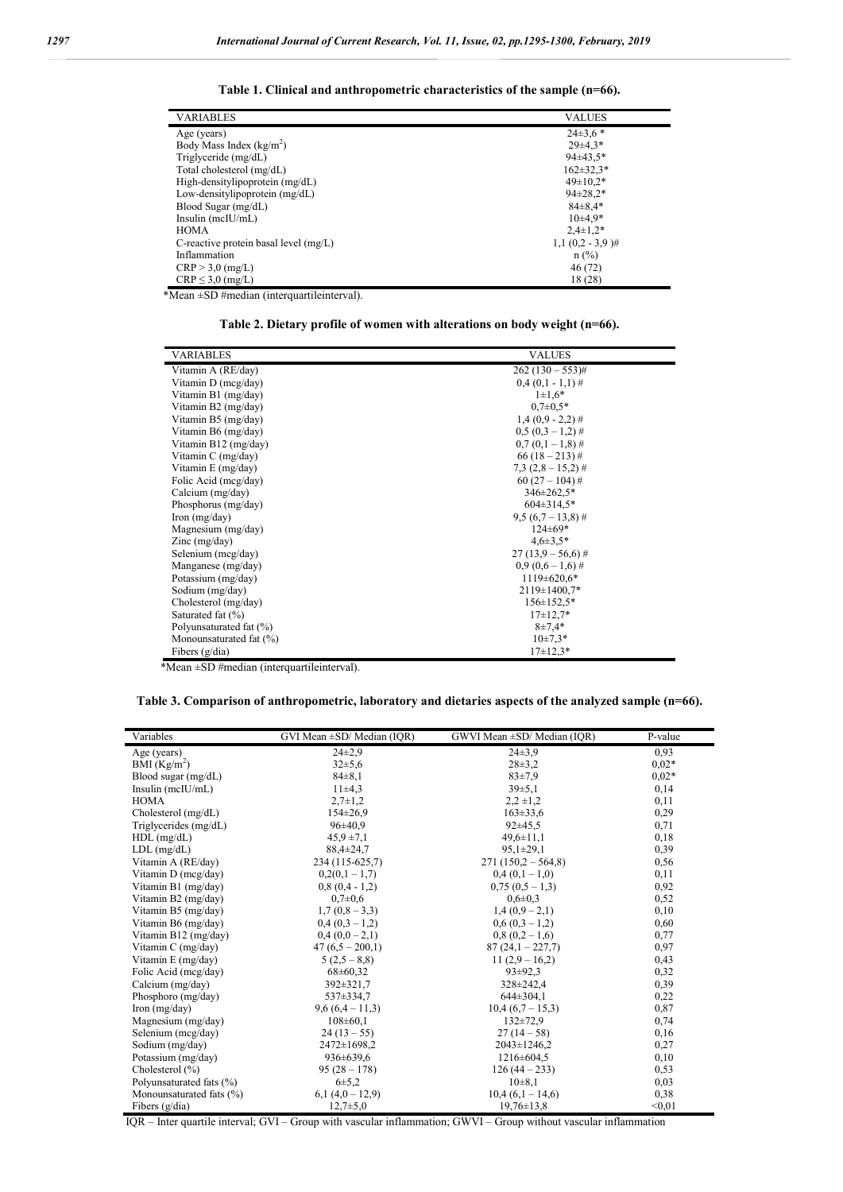**Table 1. Clinical and anthropometric characteristics of the sample (n=66).**

| VARIABLES | VALUES |
|---|---|
| Age (years) | 24±3,6 * |
| Body Mass Index (kg/m$^2$) | 29±4,3* |
| Triglyceride (mg/dL) | 94±43,5* |
| Total cholesterol (mg/dL) | 162±32,3* |
| High-densitylipoprotein (mg/dL) | 49±10,2* |
| Low-densitylipoprotein (mg/dL) | 94±28,2* |
| Blood Sugar (mg/dL) | 84±8,4* |
| Insulin (mcIU/mL) | 10±4,9* |
| HOMA | 2,4±1,2* |
| C-reactive protein basal level (mg/L) | 1,1 (0,2 - 3,9 )# |
| Inflammation | n (%) |
| CRP > 3,0 (mg/L) | 46 (72) |
| CRP ≤ 3,0 (mg/L) | 18 (28) |

*Mean ±SD #median (interquartileinterval).

**Table 2. Dietary profile of women with alterations on body weight (n=66).**

| VARIABLES | VALUES |
|---|---|
| Vitamin A (RE/day) | 262 (130 – 553)# |
| Vitamin D (mcg/day) | 0,4 (0,1 - 1,1) # |
| Vitamin B1 (mg/day) | 1±1,6* |
| Vitamin B2 (mg/day) | 0,7±0,5* |
| Vitamin B5 (mg/day) | 1,4 (0,9 - 2,2) # |
| Vitamin B6 (mg/day) | 0,5 (0,3 – 1,2) # |
| Vitamin B12 (mg/day) | 0,7 (0,1 – 1,8) # |
| Vitamin C (mg/day) | 66 (18 – 213) # |
| Vitamin E (mg/day) | 7,3 (2,8 – 15,2) # |
| Folic Acid (mcg/day) | 60 (27 – 104) # |
| Calcium (mg/day) | 346±262,5* |
| Phosphorus (mg/day) | 604±314,5* |
| Iron (mg/day) | 9,5 (6,7 – 13,8) # |
| Magnesium (mg/day) | 124±69* |
| Zinc (mg/day) | 4,6±3,5* |
| Selenium (mcg/day) | 27 (13,9 – 56,6) # |
| Manganese (mg/day) | 0,9 (0,6 – 1,6) # |
| Potassium (mg/day) | 1119±620,6* |
| Sodium (mg/day) | 2119±1400,7* |
| Cholesterol (mg/day) | 156±152,5* |
| Saturated fat (%) | 17±12,7* |
| Polyunsaturated fat (%) | 8±7,4* |
| Monounsaturated fat (%) | 10±7,3* |
| Fibers (g/dia) | 17±12,3* |

*Mean ±SD #median (interquartileinterval).

**Table 3. Comparison of anthropometric, laboratory and dietaries aspects of the analyzed sample (n=66).**

| Variables | GVI Mean ±SD/ Median (IQR) | GWVI Mean ±SD/ Median (IQR) | P-value |
|---|---|---|---|
| Age (years) | 24±2,9 | 24±3,9 | 0,93 |
| BMI (Kg/m$^2$) | 32±5,6 | 28±3,2 | 0,02* |
| Blood sugar (mg/dL) | 84±8,1 | 83±7,9 | 0,02* |
| Insulin (mcIU/mL) | 11±4,3 | 39±5,1 | 0,14 |
| HOMA | 2,7±1,2 | 2,2 ±1,2 | 0,11 |
| Cholesterol (mg/dL) | 154±26,9 | 163±33,6 | 0,29 |
| Triglycerides (mg/dL) | 96±40,9 | 92±45,5 | 0,71 |
| HDL (mg/dL) | 45,9 ±7,1 | 49,6±11,1 | 0,18 |
| LDL (mg/dL) | 88,4±24,7 | 95,1±29,1 | 0,39 |
| Vitamin A (RE/day) | 234 (115-625,7) | 271 (150,2 – 564,8) | 0,56 |
| Vitamin D (mcg/day) | 0,2(0,1 – 1,7) | 0,4 (0,1 – 1,0) | 0,11 |
| Vitamin B1 (mg/day) | 0,8 (0,4 - 1,2) | 0,75 (0,5 – 1,3) | 0,92 |
| Vitamin B2 (mg/day) | 0,7±0,6 | 0,6±0,3 | 0,52 |
| Vitamin B5 (mg/day) | 1,7 (0,8 – 3,3) | 1,4 (0,9 – 2,1) | 0,10 |
| Vitamin B6 (mg/day) | 0,4 (0,3 – 1,2) | 0,6 (0,3 – 1,2) | 0,60 |
| Vitamin B12 (mg/day) | 0,4 (0,0 – 2,1) | 0,8 (0,2 – 1,6) | 0,77 |
| Vitamin C (mg/day) | 47 (6,5 – 200,1) | 87 (24,1 – 227,7) | 0,97 |
| Vitamin E (mg/day) | 5 (2,5 – 8,8) | 11 (2,9 – 16,2) | 0,43 |
| Folic Acid (mcg/day) | 68±60,32 | 93±92,3 | 0,32 |
| Calcium (mg/day) | 392±321,7 | 328±242,4 | 0,39 |
| Phosphoro (mg/day) | 537±334,7 | 644±304,1 | 0,22 |
| Iron (mg/day) | 9,6 (6,4 – 11,3) | 10,4 (6,7 – 15,3) | 0,87 |
| Magnesium (mg/day) | 108±60,1 | 132±72,9 | 0,74 |
| Selenium (mcg/day) | 24 (13 – 55) | 27 (14 – 58) | 0,16 |
| Sodium (mg/day) | 2472±1698,2 | 2043±1246,2 | 0,27 |
| Potassium (mg/day) | 936±639,6 | 1216±604,5 | 0,10 |
| Cholesterol (%) | 95 (28 – 178) | 126 (44 – 233) | 0,53 |
| Polyunsaturated fats (%) | 6±5,2 | 10±8,1 | 0,03 |
| Monounsaturated fats (%) | 6,1 (4,0 – 12,9) | 10,4 (6,1 – 14,6) | 0,38 |
| Fibers (g/dia) | 12,7±5,0 | 19,76±13,8 | <0,01 |

IQR – Inter quartile interval; GVI – Group with vascular inflammation; GWVI – Group without vascular inflammation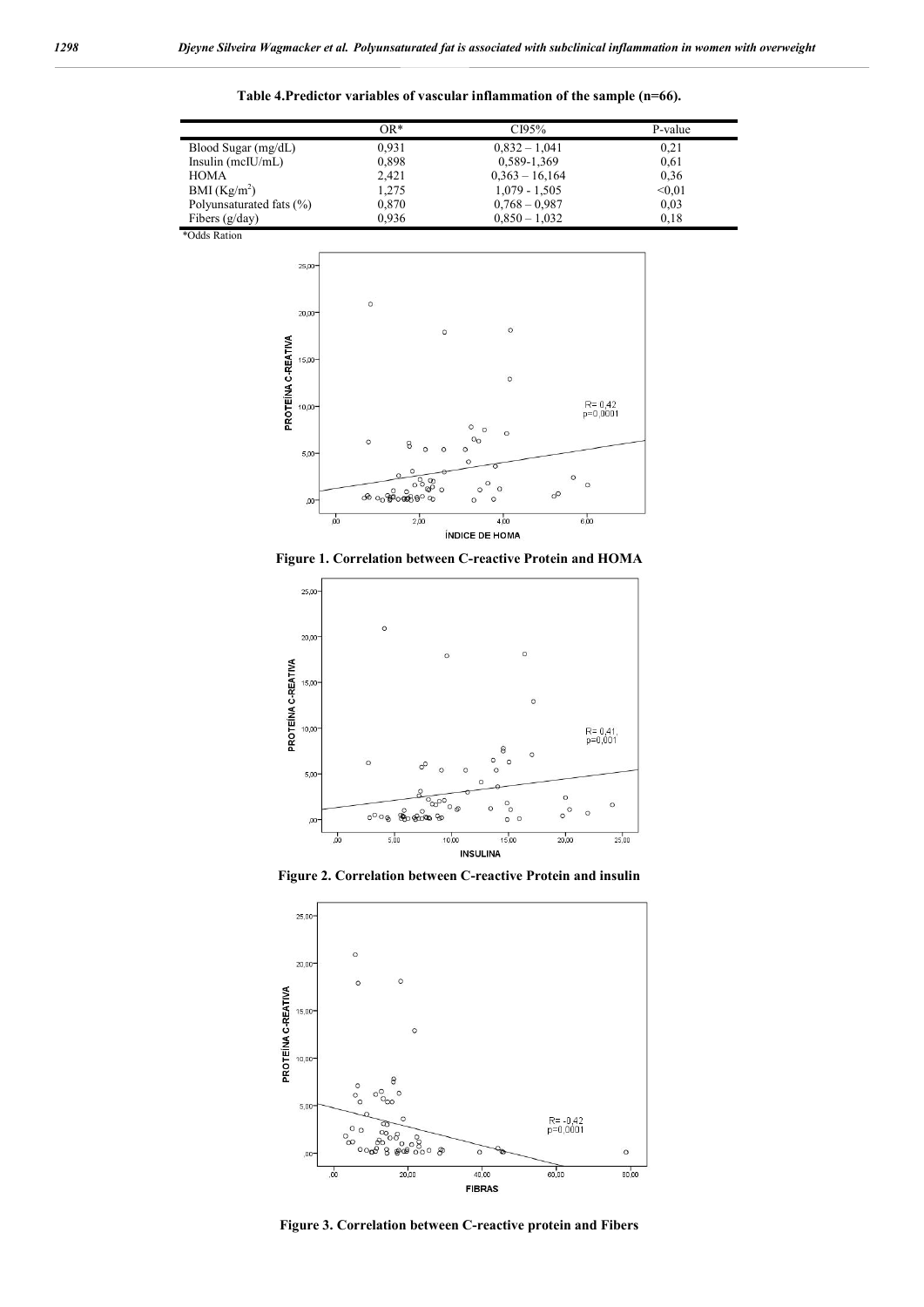**Table 4.Predictor variables of vascular inflammation of the sample (n=66).**

| | OR* | CI95% | P-value |
|---|---|---|---|
| Blood Sugar (mg/dL) | 0,931 | 0,832 – 1,041 | 0,21 |
| Insulin (mcIU/mL) | 0,898 | 0,589-1,369 | 0,61 |
| HOMA | 2,421 | 0,363 – 16,164 | 0,36 |
| BMI ($Kg/m^2$) | 1,275 | 1,079 - 1,505 | <0,01 |
| Polyunsaturated fats (%) | 0,870 | 0,768 – 0,987 | 0,03 |
| Fibers (g/day) | 0,936 | 0,850 – 1,032 | 0,18 |

*Odds Ration

**Figure 1. Correlation between C-reactive Protein and HOMA**

**Figure 2. Correlation between C-reactive Protein and insulin**

**Figure 3. Correlation between C-reactive protein and Fibers**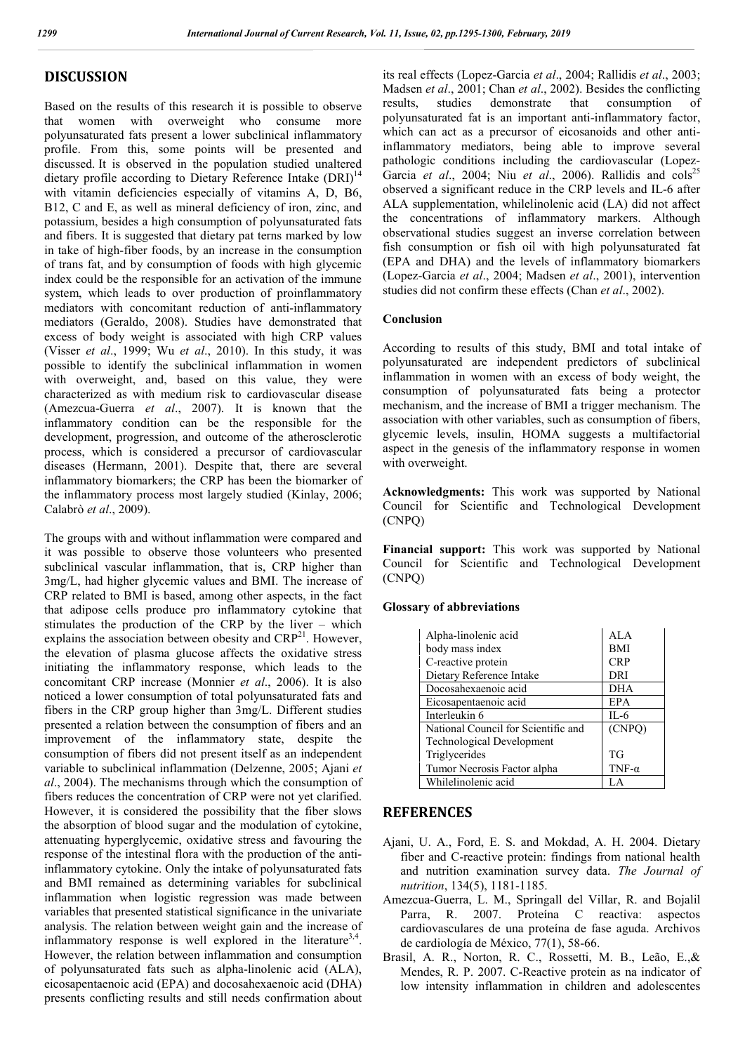## DISCUSSION

Based on the results of this research it is possible to observe that women with overweight who consume more polyunsaturated fats present a lower subclinical inflammatory profile. From this, some points will be presented and discussed. It is observed in the population studied unaltered dietary profile according to Dietary Reference Intake (DRI)[14] with vitamin deficiencies especially of vitamins A, D, B6, B12, C and E, as well as mineral deficiency of iron, zinc, and potassium, besides a high consumption of polyunsaturated fats and fibers. It is suggested that dietary pat terns marked by low in take of high-fiber foods, by an increase in the consumption of trans fat, and by consumption of foods with high glycemic index could be the responsible for an activation of the immune system, which leads to over production of proinflammatory mediators with concomitant reduction of anti-inflammatory mediators (Geraldo, 2008). Studies have demonstrated that excess of body weight is associated with high CRP values (Visser *et al*., 1999; Wu *et al*., 2010). In this study, it was possible to identify the subclinical inflammation in women with overweight, and, based on this value, they were characterized as with medium risk to cardiovascular disease (Amezcua-Guerra *et al*., 2007). It is known that the inflammatory condition can be the responsible for the development, progression, and outcome of the atherosclerotic process, which is considered a precursor of cardiovascular diseases (Hermann, 2001). Despite that, there are several inflammatory biomarkers; the CRP has been the biomarker of the inflammatory process most largely studied (Kinlay, 2006; Calabrò *et al*., 2009).

The groups with and without inflammation were compared and it was possible to observe those volunteers who presented subclinical vascular inflammation, that is, CRP higher than 3mg/L, had higher glycemic values and BMI. The increase of CRP related to BMI is based, among other aspects, in the fact that adipose cells produce pro inflammatory cytokine that stimulates the production of the CRP by the liver – which explains the association between obesity and CRP[21]. However, the elevation of plasma glucose affects the oxidative stress initiating the inflammatory response, which leads to the concomitant CRP increase (Monnier *et al*., 2006). It is also noticed a lower consumption of total polyunsaturated fats and fibers in the CRP group higher than 3mg/L. Different studies presented a relation between the consumption of fibers and an improvement of the inflammatory state, despite the consumption of fibers did not present itself as an independent variable to subclinical inflammation (Delzenne, 2005; Ajani *et al*., 2004). The mechanisms through which the consumption of fibers reduces the concentration of CRP were not yet clarified. However, it is considered the possibility that the fiber slows the absorption of blood sugar and the modulation of cytokine, attenuating hyperglycemic, oxidative stress and favouring the response of the intestinal flora with the production of the anti-inflammatory cytokine. Only the intake of polyunsaturated fats and BMI remained as determining variables for subclinical inflammation when logistic regression was made between variables that presented statistical significance in the univariate analysis. The relation between weight gain and the increase of inflammatory response is well explored in the literature[3,4]. However, the relation between inflammation and consumption of polyunsaturated fats such as alpha-linolenic acid (ALA), eicosapentaenoic acid (EPA) and docosahexaenoic acid (DHA) presents conflicting results and still needs confirmation about its real effects (Lopez-Garcia *et al*., 2004; Rallidis *et al*., 2003; Madsen *et al*., 2001; Chan *et al*., 2002). Besides the conflicting results, studies demonstrate that consumption of polyunsaturated fat is an important anti-inflammatory factor, which can act as a precursor of eicosanoids and other anti-inflammatory mediators, being able to improve several pathologic conditions including the cardiovascular (Lopez-Garcia *et al*., 2004; Niu *et al*., 2006). Rallidis and cols[25] observed a significant reduce in the CRP levels and IL-6 after ALA supplementation, whilelinolenic acid (LA) did not affect the concentrations of inflammatory markers. Although observational studies suggest an inverse correlation between fish consumption or fish oil with high polyunsaturated fat (EPA and DHA) and the levels of inflammatory biomarkers (Lopez-Garcia *et al*., 2004; Madsen *et al*., 2001), intervention studies did not confirm these effects (Chan *et al*., 2002).

### Conclusion

According to results of this study, BMI and total intake of polyunsaturated are independent predictors of subclinical inflammation in women with an excess of body weight, the consumption of polyunsaturated fats being a protector mechanism, and the increase of BMI a trigger mechanism. The association with other variables, such as consumption of fibers, glycemic levels, insulin, HOMA suggests a multifactorial aspect in the genesis of the inflammatory response in women with overweight.

**Acknowledgments:** This work was supported by National Council for Scientific and Technological Development (CNPQ)

**Financial support:** This work was supported by National Council for Scientific and Technological Development (CNPQ)

### Glossary of abbreviations

| | |
|---|---|
| Alpha-linolenic acid | ALA |
| body mass index | BMI |
| C-reactive protein | CRP |
| Dietary Reference Intake | DRI |
| Docosahexaenoic acid | DHA |
| Eicosapentaenoic acid | EPA |
| Interleukin 6 | IL-6 |
| National Council for Scientific and Technological Development | (CNPQ) |
| Triglycerides | TG |
| Tumor Necrosis Factor alpha | TNF-α |
| Whilelinolenic acid | LA |

## REFERENCES

Ajani, U. A., Ford, E. S. and Mokdad, A. H. 2004. Dietary fiber and C-reactive protein: findings from national health and nutrition examination survey data. *The Journal of nutrition*, 134(5), 1181-1185.

Amezcua-Guerra, L. M., Springall del Villar, R. and Bojalil Parra, R. 2007. Proteína C reactiva: aspectos cardiovasculares de una proteína de fase aguda. Archivos de cardiología de México, 77(1), 58-66.

Brasil, A. R., Norton, R. C., Rossetti, M. B., Leão, E.,& Mendes, R. P. 2007. C-Reactive protein as na indicator of low intensity inflammation in children and adolescentes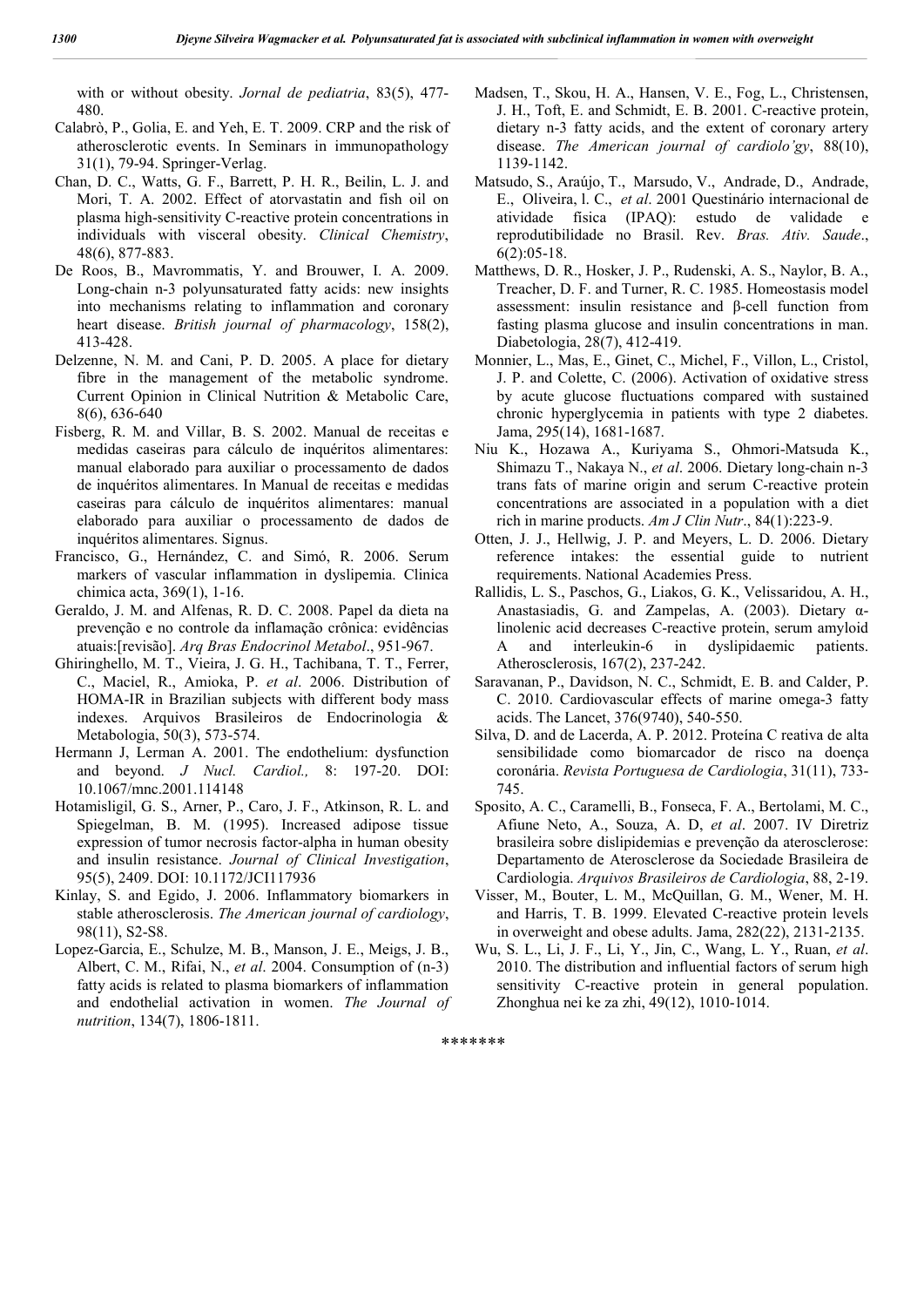with or without obesity. *Jornal de pediatria*, 83(5), 477-480.

Calabrò, P., Golia, E. and Yeh, E. T. 2009. CRP and the risk of atherosclerotic events. In Seminars in immunopathology 31(1), 79-94. Springer-Verlag.

Chan, D. C., Watts, G. F., Barrett, P. H. R., Beilin, L. J. and Mori, T. A. 2002. Effect of atorvastatin and fish oil on plasma high-sensitivity C-reactive protein concentrations in individuals with visceral obesity. *Clinical Chemistry*, 48(6), 877-883.

De Roos, B., Mavrommatis, Y. and Brouwer, I. A. 2009. Long-chain n-3 polyunsaturated fatty acids: new insights into mechanisms relating to inflammation and coronary heart disease. *British journal of pharmacology*, 158(2), 413-428.

Delzenne, N. M. and Cani, P. D. 2005. A place for dietary fibre in the management of the metabolic syndrome. Current Opinion in Clinical Nutrition & Metabolic Care, 8(6), 636-640

Fisberg, R. M. and Villar, B. S. 2002. Manual de receitas e medidas caseiras para cálculo de inquéritos alimentares: manual elaborado para auxiliar o processamento de dados de inquéritos alimentares. In Manual de receitas e medidas caseiras para cálculo de inquéritos alimentares: manual elaborado para auxiliar o processamento de dados de inquéritos alimentares. Signus.

Francisco, G., Hernández, C. and Simó, R. 2006. Serum markers of vascular inflammation in dyslipemia. Clinica chimica acta, 369(1), 1-16.

Geraldo, J. M. and Alfenas, R. D. C. 2008. Papel da dieta na prevenção e no controle da inflamação crônica: evidências atuais:[revisão]. *Arq Bras Endocrinol Metabol*., 951-967.

Ghiringhello, M. T., Vieira, J. G. H., Tachibana, T. T., Ferrer, C., Maciel, R., Amioka, P. *et al*. 2006. Distribution of HOMA-IR in Brazilian subjects with different body mass indexes. Arquivos Brasileiros de Endocrinologia & Metabologia, 50(3), 573-574.

Hermann J, Lerman A. 2001. The endothelium: dysfunction and beyond. *J Nucl. Cardiol.,* 8: 197-20. DOI: 10.1067/mnc.2001.114148

Hotamisligil, G. S., Arner, P., Caro, J. F., Atkinson, R. L. and Spiegelman, B. M. (1995). Increased adipose tissue expression of tumor necrosis factor-alpha in human obesity and insulin resistance. *Journal of Clinical Investigation*, 95(5), 2409. DOI: 10.1172/JCI117936

Kinlay, S. and Egido, J. 2006. Inflammatory biomarkers in stable atherosclerosis. *The American journal of cardiology*, 98(11), S2-S8.

Lopez-Garcia, E., Schulze, M. B., Manson, J. E., Meigs, J. B., Albert, C. M., Rifai, N., *et al*. 2004. Consumption of (n-3) fatty acids is related to plasma biomarkers of inflammation and endothelial activation in women. *The Journal of nutrition*, 134(7), 1806-1811.

Madsen, T., Skou, H. A., Hansen, V. E., Fog, L., Christensen, J. H., Toft, E. and Schmidt, E. B. 2001. C-reactive protein, dietary n-3 fatty acids, and the extent of coronary artery disease. *The American journal of cardiolo'gy*, 88(10), 1139-1142.

Matsudo, S., Araújo, T., Marsudo, V., Andrade, D., Andrade, E., Oliveira, l. C., *et al*. 2001 Questinário internacional de atividade física (IPAQ): estudo de validade e reprodutibilidade no Brasil. Rev. *Bras. Ativ. Saude*., 6(2):05-18.

Matthews, D. R., Hosker, J. P., Rudenski, A. S., Naylor, B. A., Treacher, D. F. and Turner, R. C. 1985. Homeostasis model assessment: insulin resistance and β-cell function from fasting plasma glucose and insulin concentrations in man. Diabetologia, 28(7), 412-419.

Monnier, L., Mas, E., Ginet, C., Michel, F., Villon, L., Cristol, J. P. and Colette, C. (2006). Activation of oxidative stress by acute glucose fluctuations compared with sustained chronic hyperglycemia in patients with type 2 diabetes. Jama, 295(14), 1681-1687.

Niu K., Hozawa A., Kuriyama S., Ohmori-Matsuda K., Shimazu T., Nakaya N., *et al*. 2006. Dietary long-chain n-3 trans fats of marine origin and serum C-reactive protein concentrations are associated in a population with a diet rich in marine products. *Am J Clin Nutr*., 84(1):223-9.

Otten, J. J., Hellwig, J. P. and Meyers, L. D. 2006. Dietary reference intakes: the essential guide to nutrient requirements. National Academies Press.

Rallidis, L. S., Paschos, G., Liakos, G. K., Velissaridou, A. H., Anastasiadis, G. and Zampelas, A. (2003). Dietary α-linolenic acid decreases C-reactive protein, serum amyloid A and interleukin-6 in dyslipidaemic patients. Atherosclerosis, 167(2), 237-242.

Saravanan, P., Davidson, N. C., Schmidt, E. B. and Calder, P. C. 2010. Cardiovascular effects of marine omega-3 fatty acids. The Lancet, 376(9740), 540-550.

Silva, D. and de Lacerda, A. P. 2012. Proteína C reativa de alta sensibilidade como biomarcador de risco na doença coronária. *Revista Portuguesa de Cardiologia*, 31(11), 733-745.

Sposito, A. C., Caramelli, B., Fonseca, F. A., Bertolami, M. C., Afiune Neto, A., Souza, A. D, *et al*. 2007. IV Diretriz brasileira sobre dislipidemias e prevenção da aterosclerose: Departamento de Aterosclerose da Sociedade Brasileira de Cardiologia. *Arquivos Brasileiros de Cardiologia*, 88, 2-19.

Visser, M., Bouter, L. M., McQuillan, G. M., Wener, M. H. and Harris, T. B. 1999. Elevated C-reactive protein levels in overweight and obese adults. Jama, 282(22), 2131-2135.

Wu, S. L., Li, J. F., Li, Y., Jin, C., Wang, L. Y., Ruan, *et al*. 2010. The distribution and influential factors of serum high sensitivity C-reactive protein in general population. Zhonghua nei ke za zhi, 49(12), 1010-1014.

\*\*\*\*\*\*\*